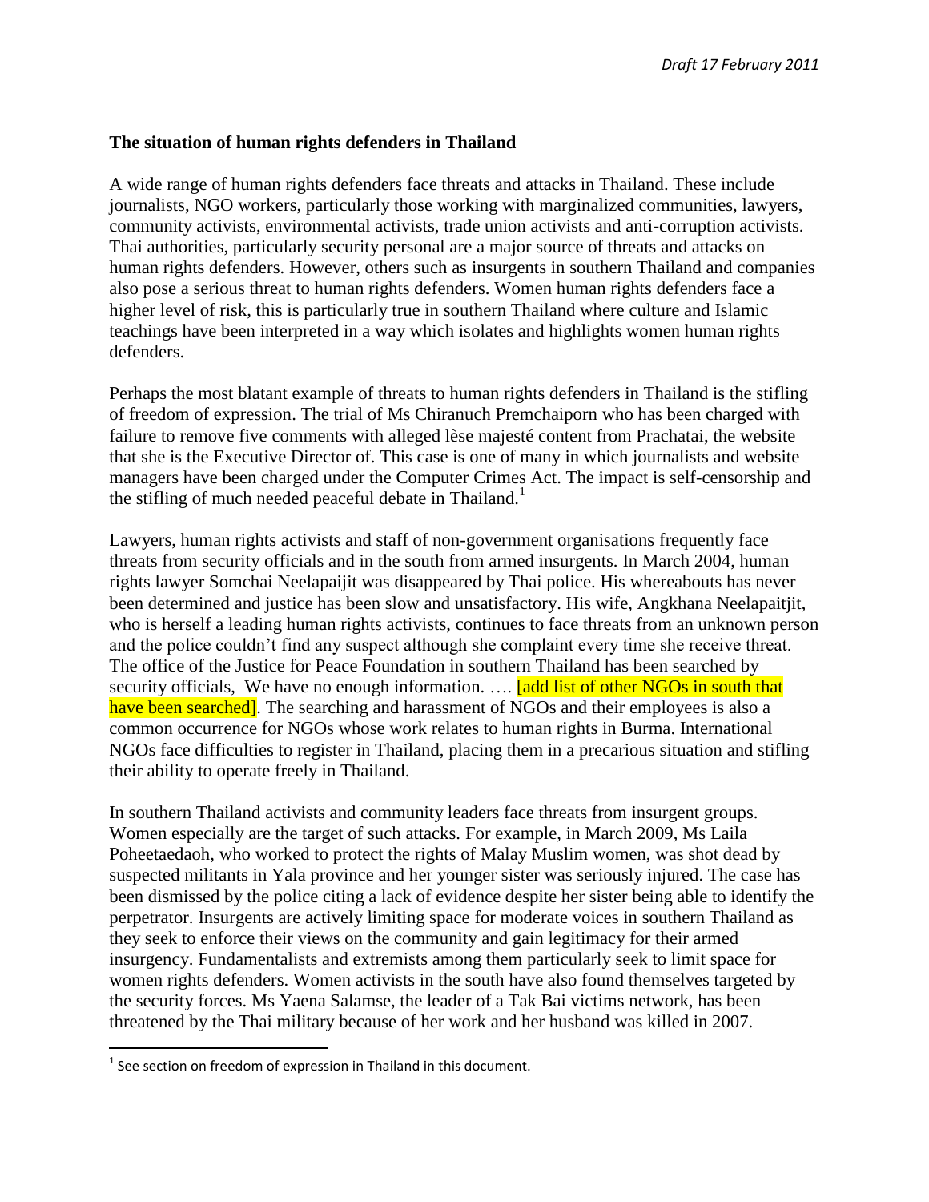*Draft 17 February 2011*

**The situation of human rights defenders in Thailand**

A wide range of human rights defenders face threats and attacks in Thailand. These include journalists, NGO workers, particularly those working with marginalized communities, lawyers, community activists, environmental activists, trade union activists and anti-corruption activists. Thai authorities, particularly security personal are a major source of threats and attacks on human rights defenders. However, others such as insurgents in southern Thailand and companies also pose a serious threat to human rights defenders. Women human rights defenders face a higher level of risk, this is particularly true in southern Thailand where culture and Islamic teachings have been interpreted in a way which isolates and highlights women human rights defenders.

Perhaps the most blatant example of threats to human rights defenders in Thailand is the stifling of freedom of expression. The trial of Ms Chiranuch Premchaiporn who has been charged with failure to remove five comments with alleged lèse majesté content from Prachatai, the website that she is the Executive Director of. This case is one of many in which journalists and website managers have been charged under the Computer Crimes Act. The impact is self-censorship and the stifling of much needed peaceful debate in Thailand.[1]

Lawyers, human rights activists and staff of non-government organisations frequently face threats from security officials and in the south from armed insurgents. In March 2004, human rights lawyer Somchai Neelapaijit was disappeared by Thai police. His whereabouts has never been determined and justice has been slow and unsatisfactory. His wife, Angkhana Neelapaitjit, who is herself a leading human rights activists, continues to face threats from an unknown person and the police couldn't find any suspect although she complaint every time she receive threat. The office of the Justice for Peace Foundation in southern Thailand has been searched by security officials, We have no enough information. …. [add list of other NGOs in south that have been searched]. The searching and harassment of NGOs and their employees is also a common occurrence for NGOs whose work relates to human rights in Burma. International NGOs face difficulties to register in Thailand, placing them in a precarious situation and stifling their ability to operate freely in Thailand.

In southern Thailand activists and community leaders face threats from insurgent groups. Women especially are the target of such attacks. For example, in March 2009, Ms Laila Poheetaedaoh, who worked to protect the rights of Malay Muslim women, was shot dead by suspected militants in Yala province and her younger sister was seriously injured. The case has been dismissed by the police citing a lack of evidence despite her sister being able to identify the perpetrator. Insurgents are actively limiting space for moderate voices in southern Thailand as they seek to enforce their views on the community and gain legitimacy for their armed insurgency. Fundamentalists and extremists among them particularly seek to limit space for women rights defenders. Women activists in the south have also found themselves targeted by the security forces. Ms Yaena Salamse, the leader of a Tak Bai victims network, has been threatened by the Thai military because of her work and her husband was killed in 2007.

[1] See section on freedom of expression in Thailand in this document.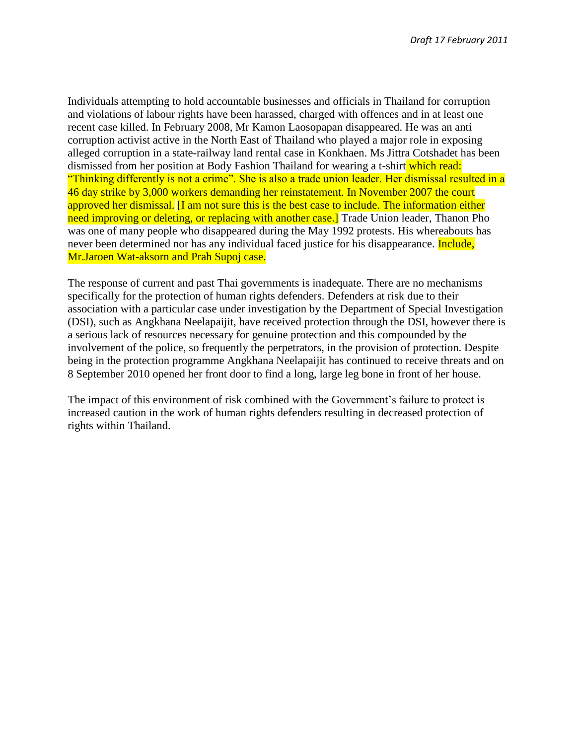Individuals attempting to hold accountable businesses and officials in Thailand for corruption and violations of labour rights have been harassed, charged with offences and in at least one recent case killed. In February 2008, Mr Kamon Laosopapan disappeared. He was an anti corruption activist active in the North East of Thailand who played a major role in exposing alleged corruption in a state-railway land rental case in Konkhaen. Ms Jittra Cotshadet has been dismissed from her position at Body Fashion Thailand for wearing a t-shirt which read: "Thinking differently is not a crime". She is also a trade union leader. Her dismissal resulted in a 46 day strike by 3,000 workers demanding her reinstatement. In November 2007 the court approved her dismissal. [I am not sure this is the best case to include. The information either need improving or deleting, or replacing with another case.] Trade Union leader, Thanon Pho was one of many people who disappeared during the May 1992 protests. His whereabouts has never been determined nor has any individual faced justice for his disappearance. Include, Mr.Jaroen Wat-aksorn and Prah Supoj case.

The response of current and past Thai governments is inadequate. There are no mechanisms specifically for the protection of human rights defenders. Defenders at risk due to their association with a particular case under investigation by the Department of Special Investigation (DSI), such as Angkhana Neelapaijit, have received protection through the DSI, however there is a serious lack of resources necessary for genuine protection and this compounded by the involvement of the police, so frequently the perpetrators, in the provision of protection. Despite being in the protection programme Angkhana Neelapaijit has continued to receive threats and on 8 September 2010 opened her front door to find a long, large leg bone in front of her house.

The impact of this environment of risk combined with the Government's failure to protect is increased caution in the work of human rights defenders resulting in decreased protection of rights within Thailand.